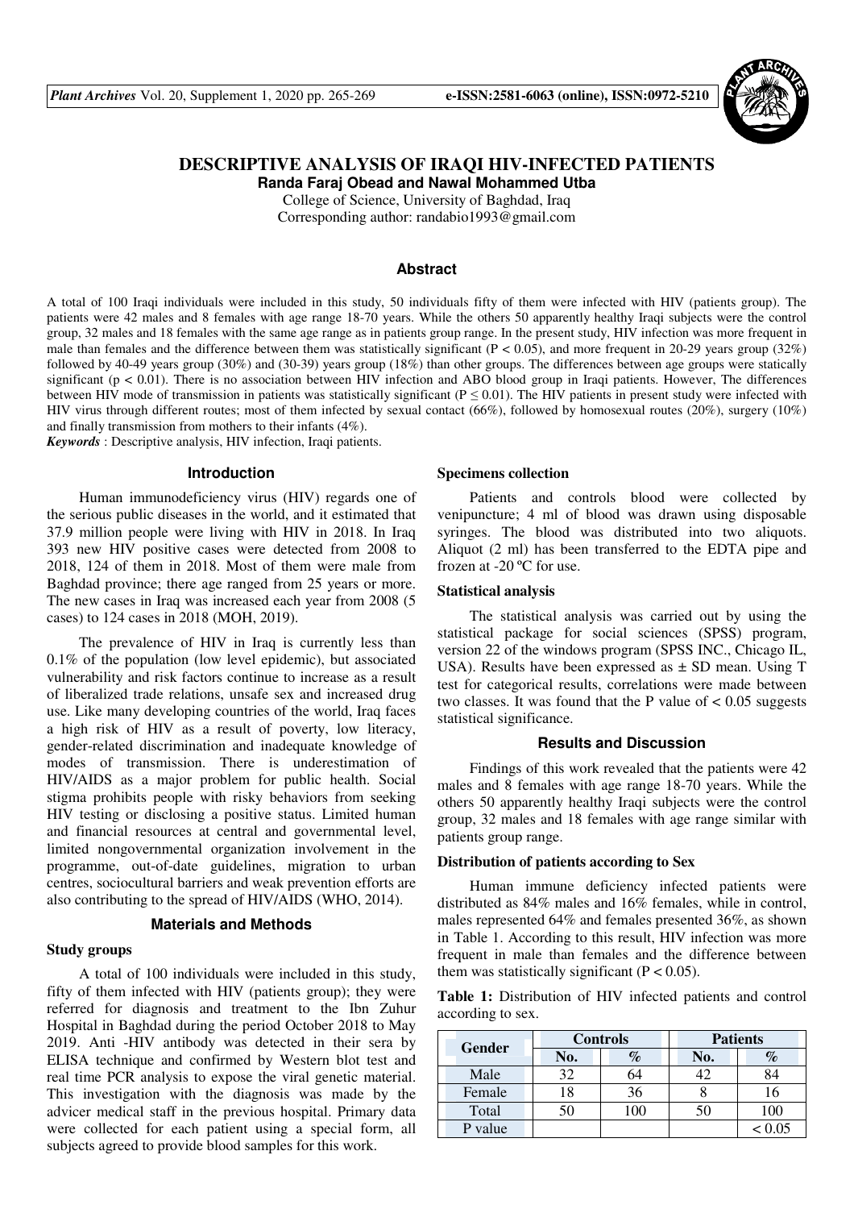# DESCRIPTIVE ANALYSIS OF IRAQI HIV-INFECTED PATIENTS

**Randa Faraj Obead and Nawal Mohammed Utba**

College of Science, University of Baghdad, Iraq

Corresponding author: randabio1993@gmail.com

## Abstract

A total of 100 Iraqi individuals were included in this study, 50 individuals fifty of them were infected with HIV (patients group). The patients were 42 males and 8 females with age range 18-70 years. While the others 50 apparently healthy Iraqi subjects were the control group, 32 males and 18 females with the same age range as in patients group range. In the present study, HIV infection was more frequent in male than females and the difference between them was statistically significant ($P < 0.05$), and more frequent in 20-29 years group (32%) followed by 40-49 years group (30%) and (30-39) years group (18%) than other groups. The differences between age groups were statically significant ($p < 0.01$). There is no association between HIV infection and ABO blood group in Iraqi patients. However, The differences between HIV mode of transmission in patients was statistically significant ($P \leq 0.01$). The HIV patients in present study were infected with HIV virus through different routes; most of them infected by sexual contact (66%), followed by homosexual routes (20%), surgery (10%) and finally transmission from mothers to their infants (4%).

***Keywords*** : Descriptive analysis, HIV infection, Iraqi patients.

## Introduction

Human immunodeficiency virus (HIV) regards one of the serious public diseases in the world, and it estimated that 37.9 million people were living with HIV in 2018. In Iraq 393 new HIV positive cases were detected from 2008 to 2018, 124 of them in 2018. Most of them were male from Baghdad province; there age ranged from 25 years or more. The new cases in Iraq was increased each year from 2008 (5 cases) to 124 cases in 2018 (MOH, 2019).

The prevalence of HIV in Iraq is currently less than 0.1% of the population (low level epidemic), but associated vulnerability and risk factors continue to increase as a result of liberalized trade relations, unsafe sex and increased drug use. Like many developing countries of the world, Iraq faces a high risk of HIV as a result of poverty, low literacy, gender-related discrimination and inadequate knowledge of modes of transmission. There is underestimation of HIV/AIDS as a major problem for public health. Social stigma prohibits people with risky behaviors from seeking HIV testing or disclosing a positive status. Limited human and financial resources at central and governmental level, limited nongovernmental organization involvement in the programme, out-of-date guidelines, migration to urban centres, sociocultural barriers and weak prevention efforts are also contributing to the spread of HIV/AIDS (WHO, 2014).

## Materials and Methods

### Study groups

A total of 100 individuals were included in this study, fifty of them infected with HIV (patients group); they were referred for diagnosis and treatment to the Ibn Zuhur Hospital in Baghdad during the period October 2018 to May 2019. Anti -HIV antibody was detected in their sera by ELISA technique and confirmed by Western blot test and real time PCR analysis to expose the viral genetic material. This investigation with the diagnosis was made by the advicer medical staff in the previous hospital. Primary data were collected for each patient using a special form, all subjects agreed to provide blood samples for this work.

### Specimens collection

Patients and controls blood were collected by venipuncture; 4 ml of blood was drawn using disposable syringes. The blood was distributed into two aliquots. Aliquot (2 ml) has been transferred to the EDTA pipe and frozen at -20 ºC for use.

### Statistical analysis

The statistical analysis was carried out by using the statistical package for social sciences (SPSS) program, version 22 of the windows program (SPSS INC., Chicago IL, USA). Results have been expressed as ± SD mean. Using T test for categorical results, correlations were made between two classes. It was found that the P value of < 0.05 suggests statistical significance.

## Results and Discussion

Findings of this work revealed that the patients were 42 males and 8 females with age range 18-70 years. While the others 50 apparently healthy Iraqi subjects were the control group, 32 males and 18 females with age range similar with patients group range.

### Distribution of patients according to Sex

Human immune deficiency infected patients were distributed as 84% males and 16% females, while in control, males represented 64% and females presented 36%, as shown in Table 1. According to this result, HIV infection was more frequent in male than females and the difference between them was statistically significant ($P < 0.05$).

**Table 1:** Distribution of HIV infected patients and control according to sex.

| Gender | Controls | | Patients | |
|---|---|---|---|---|
| | No. | % | No. | % |
| Male | 32 | 64 | 42 | 84 |
| Female | 18 | 36 | 8 | 16 |
| Total | 50 | 100 | 50 | 100 |
| P value | | | | < 0.05 |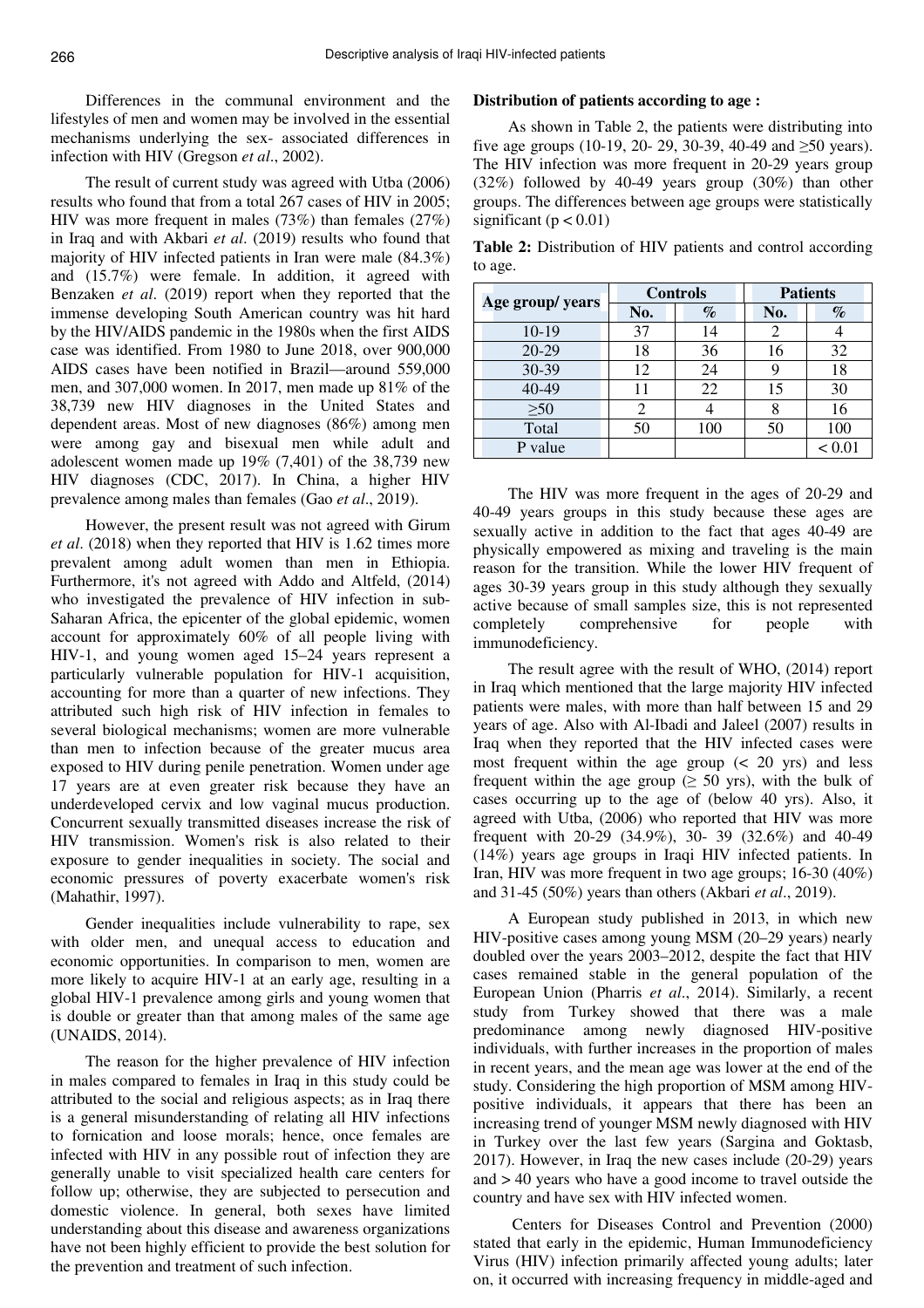Differences in the communal environment and the lifestyles of men and women may be involved in the essential mechanisms underlying the sex- associated differences in infection with HIV (Gregson *et al*., 2002).

The result of current study was agreed with Utba (2006) results who found that from a total 267 cases of HIV in 2005; HIV was more frequent in males (73%) than females (27%) in Iraq and with Akbari *et al*. (2019) results who found that majority of HIV infected patients in Iran were male (84.3%) and (15.7%) were female. In addition, it agreed with Benzaken *et al*. (2019) report when they reported that the immense developing South American country was hit hard by the HIV/AIDS pandemic in the 1980s when the first AIDS case was identified. From 1980 to June 2018, over 900,000 AIDS cases have been notified in Brazil—around 559,000 men, and 307,000 women. In 2017, men made up 81% of the 38,739 new HIV diagnoses in the United States and dependent areas. Most of new diagnoses (86%) among men were among gay and bisexual men while adult and adolescent women made up 19% (7,401) of the 38,739 new HIV diagnoses (CDC, 2017). In China, a higher HIV prevalence among males than females (Gao *et al*., 2019).

However, the present result was not agreed with Girum *et al*. (2018) when they reported that HIV is 1.62 times more prevalent among adult women than men in Ethiopia. Furthermore, it's not agreed with Addo and Altfeld, (2014) who investigated the prevalence of HIV infection in sub-Saharan Africa, the epicenter of the global epidemic, women account for approximately 60% of all people living with HIV-1, and young women aged 15–24 years represent a particularly vulnerable population for HIV-1 acquisition, accounting for more than a quarter of new infections. They attributed such high risk of HIV infection in females to several biological mechanisms; women are more vulnerable than men to infection because of the greater mucus area exposed to HIV during penile penetration. Women under age 17 years are at even greater risk because they have an underdeveloped cervix and low vaginal mucus production. Concurrent sexually transmitted diseases increase the risk of HIV transmission. Women's risk is also related to their exposure to gender inequalities in society. The social and economic pressures of poverty exacerbate women's risk (Mahathir, 1997).

Gender inequalities include vulnerability to rape, sex with older men, and unequal access to education and economic opportunities. In comparison to men, women are more likely to acquire HIV-1 at an early age, resulting in a global HIV-1 prevalence among girls and young women that is double or greater than that among males of the same age (UNAIDS, 2014).

The reason for the higher prevalence of HIV infection in males compared to females in Iraq in this study could be attributed to the social and religious aspects; as in Iraq there is a general misunderstanding of relating all HIV infections to fornication and loose morals; hence, once females are infected with HIV in any possible rout of infection they are generally unable to visit specialized health care centers for follow up; otherwise, they are subjected to persecution and domestic violence. In general, both sexes have limited understanding about this disease and awareness organizations have not been highly efficient to provide the best solution for the prevention and treatment of such infection.

**Distribution of patients according to age :**

As shown in Table 2, the patients were distributing into five age groups (10-19, 20- 29, 30-39, 40-49 and ≥50 years). The HIV infection was more frequent in 20-29 years group (32%) followed by 40-49 years group (30%) than other groups. The differences between age groups were statistically significant ($p < 0.01$)

**Table 2:** Distribution of HIV patients and control according to age.

| Age group/ years | Controls | | Patients | |
|---|---|---|---|---|
| | No. | % | No. | % |
| 10-19 | 37 | 14 | 2 | 4 |
| 20-29 | 18 | 36 | 16 | 32 |
| 30-39 | 12 | 24 | 9 | 18 |
| 40-49 | 11 | 22 | 15 | 30 |
| ≥50 | 2 | 4 | 8 | 16 |
| Total | 50 | 100 | 50 | 100 |
| P value | | | | < 0.01 |

The HIV was more frequent in the ages of 20-29 and 40-49 years groups in this study because these ages are sexually active in addition to the fact that ages 40-49 are physically empowered as mixing and traveling is the main reason for the transition. While the lower HIV frequent of ages 30-39 years group in this study although they sexually active because of small samples size, this is not represented completely comprehensive for people with immunodeficiency.

The result agree with the result of WHO, (2014) report in Iraq which mentioned that the large majority HIV infected patients were males, with more than half between 15 and 29 years of age. Also with Al-Ibadi and Jaleel (2007) results in Iraq when they reported that the HIV infected cases were most frequent within the age group (< 20 yrs) and less frequent within the age group (≥ 50 yrs), with the bulk of cases occurring up to the age of (below 40 yrs). Also, it agreed with Utba, (2006) who reported that HIV was more frequent with 20-29 (34.9%), 30- 39 (32.6%) and 40-49 (14%) years age groups in Iraqi HIV infected patients. In Iran, HIV was more frequent in two age groups; 16-30 (40%) and 31-45 (50%) years than others (Akbari *et al*., 2019).

A European study published in 2013, in which new HIV-positive cases among young MSM (20–29 years) nearly doubled over the years 2003–2012, despite the fact that HIV cases remained stable in the general population of the European Union (Pharris *et al*., 2014). Similarly, a recent study from Turkey showed that there was a male predominance among newly diagnosed HIV-positive individuals, with further increases in the proportion of males in recent years, and the mean age was lower at the end of the study. Considering the high proportion of MSM among HIV-positive individuals, it appears that there has been an increasing trend of younger MSM newly diagnosed with HIV in Turkey over the last few years (Sargina and Goktasb, 2017). However, in Iraq the new cases include (20-29) years and > 40 years who have a good income to travel outside the country and have sex with HIV infected women.

Centers for Diseases Control and Prevention (2000) stated that early in the epidemic, Human Immunodeficiency Virus (HIV) infection primarily affected young adults; later on, it occurred with increasing frequency in middle-aged and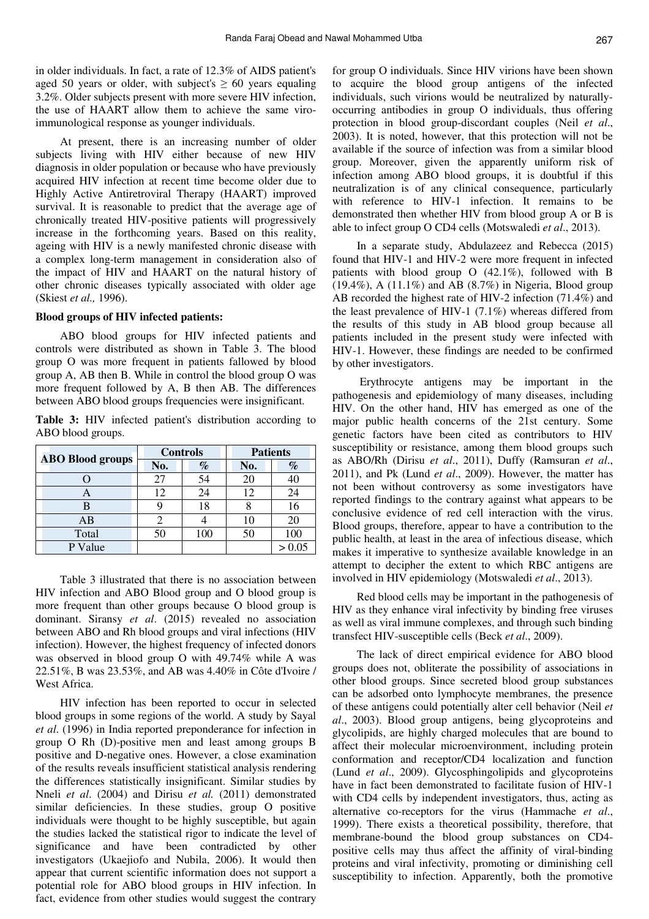in older individuals. In fact, a rate of 12.3% of AIDS patient's aged 50 years or older, with subject's ≥ 60 years equaling 3.2%. Older subjects present with more severe HIV infection, the use of HAART allow them to achieve the same viro-immunological response as younger individuals.

At present, there is an increasing number of older subjects living with HIV either because of new HIV diagnosis in older population or because who have previously acquired HIV infection at recent time become older due to Highly Active Antiretroviral Therapy (HAART) improved survival. It is reasonable to predict that the average age of chronically treated HIV-positive patients will progressively increase in the forthcoming years. Based on this reality, ageing with HIV is a newly manifested chronic disease with a complex long-term management in consideration also of the impact of HIV and HAART on the natural history of other chronic diseases typically associated with older age (Skiest *et al.,* 1996).

**Blood groups of HIV infected patients:**

ABO blood groups for HIV infected patients and controls were distributed as shown in Table 3. The blood group O was more frequent in patients fallowed by blood group A, AB then B. While in control the blood group O was more frequent followed by A, B then AB. The differences between ABO blood groups frequencies were insignificant.

**Table 3:** HIV infected patient's distribution according to ABO blood groups.

| ABO Blood groups | Controls | | Patients | |
|---|---|---|---|---|
| | No. | % | No. | % |
| O | 27 | 54 | 20 | 40 |
| A | 12 | 24 | 12 | 24 |
| B | 9 | 18 | 8 | 16 |
| AB | 2 | 4 | 10 | 20 |
| Total | 50 | 100 | 50 | 100 |
| P Value | | | | > 0.05 |

Table 3 illustrated that there is no association between HIV infection and ABO Blood group and O blood group is more frequent than other groups because O blood group is dominant. Siransy *et al*. (2015) revealed no association between ABO and Rh blood groups and viral infections (HIV infection). However, the highest frequency of infected donors was observed in blood group O with 49.74% while A was 22.51%, B was 23.53%, and AB was 4.40% in Côte d'Ivoire / West Africa.

HIV infection has been reported to occur in selected blood groups in some regions of the world. A study by Sayal *et al*. (1996) in India reported preponderance for infection in group O Rh (D)-positive men and least among groups B positive and D-negative ones. However, a close examination of the results reveals insufficient statistical analysis rendering the differences statistically insignificant. Similar studies by Nneli *et al*. (2004) and Dirisu *et al.* (2011) demonstrated similar deficiencies. In these studies, group O positive individuals were thought to be highly susceptible, but again the studies lacked the statistical rigor to indicate the level of significance and have been contradicted by other investigators (Ukaejiofo and Nubila, 2006). It would then appear that current scientific information does not support a potential role for ABO blood groups in HIV infection. In fact, evidence from other studies would suggest the contrary for group O individuals. Since HIV virions have been shown to acquire the blood group antigens of the infected individuals, such virions would be neutralized by naturally-occurring antibodies in group O individuals, thus offering protection in blood group-discordant couples (Neil *et al*., 2003). It is noted, however, that this protection will not be available if the source of infection was from a similar blood group. Moreover, given the apparently uniform risk of infection among ABO blood groups, it is doubtful if this neutralization is of any clinical consequence, particularly with reference to HIV-1 infection. It remains to be demonstrated then whether HIV from blood group A or B is able to infect group O CD4 cells (Motswaledi *et al*., 2013).

In a separate study, Abdulazeez and Rebecca (2015) found that HIV-1 and HIV-2 were more frequent in infected patients with blood group O (42.1%), followed with B (19.4%), A (11.1%) and AB (8.7%) in Nigeria, Blood group AB recorded the highest rate of HIV-2 infection (71.4%) and the least prevalence of HIV-1 (7.1%) whereas differed from the results of this study in AB blood group because all patients included in the present study were infected with HIV-1. However, these findings are needed to be confirmed by other investigators.

Erythrocyte antigens may be important in the pathogenesis and epidemiology of many diseases, including HIV. On the other hand, HIV has emerged as one of the major public health concerns of the 21st century. Some genetic factors have been cited as contributors to HIV susceptibility or resistance, among them blood groups such as ABO/Rh (Dirisu *et al*., 2011), Duffy (Ramsuran *et al*., 2011), and Pk (Lund *et al*., 2009). However, the matter has not been without controversy as some investigators have reported findings to the contrary against what appears to be conclusive evidence of red cell interaction with the virus. Blood groups, therefore, appear to have a contribution to the public health, at least in the area of infectious disease, which makes it imperative to synthesize available knowledge in an attempt to decipher the extent to which RBC antigens are involved in HIV epidemiology (Motswaledi *et al*., 2013).

Red blood cells may be important in the pathogenesis of HIV as they enhance viral infectivity by binding free viruses as well as viral immune complexes, and through such binding transfect HIV-susceptible cells (Beck *et al*., 2009).

The lack of direct empirical evidence for ABO blood groups does not, obliterate the possibility of associations in other blood groups. Since secreted blood group substances can be adsorbed onto lymphocyte membranes, the presence of these antigens could potentially alter cell behavior (Neil *et al*., 2003). Blood group antigens, being glycoproteins and glycolipids, are highly charged molecules that are bound to affect their molecular microenvironment, including protein conformation and receptor/CD4 localization and function (Lund *et al*., 2009). Glycosphingolipids and glycoproteins have in fact been demonstrated to facilitate fusion of HIV-1 with CD4 cells by independent investigators, thus, acting as alternative co-receptors for the virus (Hammache *et al*., 1999). There exists a theoretical possibility, therefore, that membrane-bound the blood group substances on CD4-positive cells may thus affect the affinity of viral-binding proteins and viral infectivity, promoting or diminishing cell susceptibility to infection. Apparently, both the promotive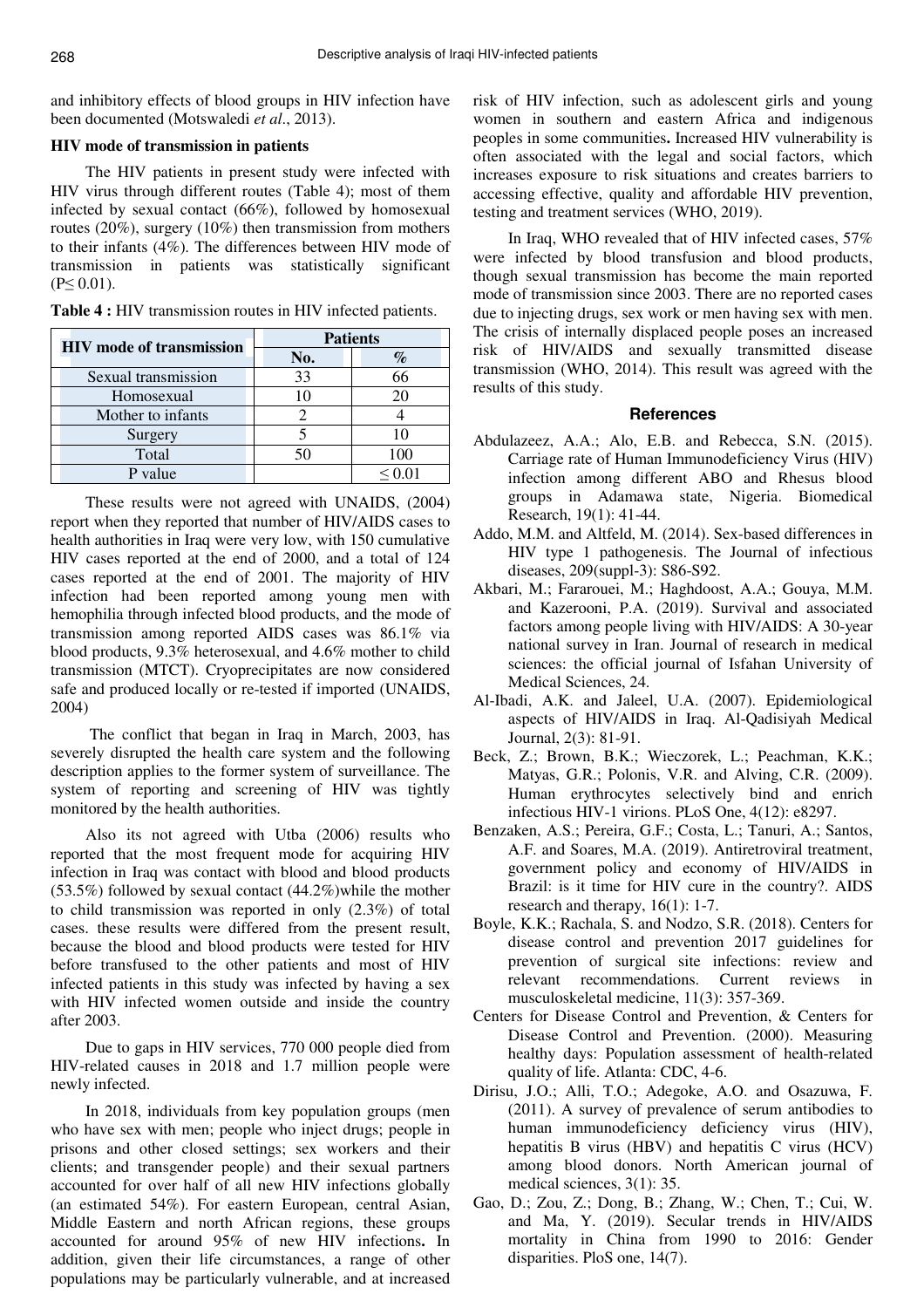and inhibitory effects of blood groups in HIV infection have been documented (Motswaledi *et al*., 2013).

### HIV mode of transmission in patients

The HIV patients in present study were infected with HIV virus through different routes (Table 4); most of them infected by sexual contact (66%), followed by homosexual routes (20%), surgery (10%) then transmission from mothers to their infants (4%). The differences between HIV mode of transmission in patients was statistically significant (P≤ 0.01).

**Table 4 :** HIV transmission routes in HIV infected patients.

| HIV mode of transmission | Patients | |
|---|---|---|
| | No. | % |
| Sexual transmission | 33 | 66 |
| Homosexual | 10 | 20 |
| Mother to infants | 2 | 4 |
| Surgery | 5 | 10 |
| Total | 50 | 100 |
| P value | | ≤ 0.01 |

These results were not agreed with UNAIDS, (2004) report when they reported that number of HIV/AIDS cases to health authorities in Iraq were very low, with 150 cumulative HIV cases reported at the end of 2000, and a total of 124 cases reported at the end of 2001. The majority of HIV infection had been reported among young men with hemophilia through infected blood products, and the mode of transmission among reported AIDS cases was 86.1% via blood products, 9.3% heterosexual, and 4.6% mother to child transmission (MTCT). Cryoprecipitates are now considered safe and produced locally or re-tested if imported (UNAIDS, 2004)

The conflict that began in Iraq in March, 2003, has severely disrupted the health care system and the following description applies to the former system of surveillance. The system of reporting and screening of HIV was tightly monitored by the health authorities.

Also its not agreed with Utba (2006) results who reported that the most frequent mode for acquiring HIV infection in Iraq was contact with blood and blood products (53.5%) followed by sexual contact (44.2%)while the mother to child transmission was reported in only (2.3%) of total cases. these results were differed from the present result, because the blood and blood products were tested for HIV before transfused to the other patients and most of HIV infected patients in this study was infected by having a sex with HIV infected women outside and inside the country after 2003.

Due to gaps in HIV services, 770 000 people died from HIV-related causes in 2018 and 1.7 million people were newly infected.

In 2018, individuals from key population groups (men who have sex with men; people who inject drugs; people in prisons and other closed settings; sex workers and their clients; and transgender people) and their sexual partners accounted for over half of all new HIV infections globally (an estimated 54%). For eastern European, central Asian, Middle Eastern and north African regions, these groups accounted for around 95% of new HIV infections**.** In addition, given their life circumstances, a range of other populations may be particularly vulnerable, and at increased risk of HIV infection, such as adolescent girls and young women in southern and eastern Africa and indigenous peoples in some communities**.** Increased HIV vulnerability is often associated with the legal and social factors, which increases exposure to risk situations and creates barriers to accessing effective, quality and affordable HIV prevention, testing and treatment services (WHO, 2019).

In Iraq, WHO revealed that of HIV infected cases, 57% were infected by blood transfusion and blood products, though sexual transmission has become the main reported mode of transmission since 2003. There are no reported cases due to injecting drugs, sex work or men having sex with men. The crisis of internally displaced people poses an increased risk of HIV/AIDS and sexually transmitted disease transmission (WHO, 2014). This result was agreed with the results of this study.

## References

Abdulazeez, A.A.; Alo, E.B. and Rebecca, S.N. (2015). Carriage rate of Human Immunodeficiency Virus (HIV) infection among different ABO and Rhesus blood groups in Adamawa state, Nigeria. Biomedical Research, 19(1): 41-44.

Addo, M.M. and Altfeld, M. (2014). Sex-based differences in HIV type 1 pathogenesis. The Journal of infectious diseases, 209(suppl-3): S86-S92.

Akbari, M.; Fararouei, M.; Haghdoost, A.A.; Gouya, M.M. and Kazerooni, P.A. (2019). Survival and associated factors among people living with HIV/AIDS: A 30-year national survey in Iran. Journal of research in medical sciences: the official journal of Isfahan University of Medical Sciences, 24.

Al-Ibadi, A.K. and Jaleel, U.A. (2007). Epidemiological aspects of HIV/AIDS in Iraq. Al-Qadisiyah Medical Journal, 2(3): 81-91.

Beck, Z.; Brown, B.K.; Wieczorek, L.; Peachman, K.K.; Matyas, G.R.; Polonis, V.R. and Alving, C.R. (2009). Human erythrocytes selectively bind and enrich infectious HIV-1 virions. PLoS One, 4(12): e8297.

Benzaken, A.S.; Pereira, G.F.; Costa, L.; Tanuri, A.; Santos, A.F. and Soares, M.A. (2019). Antiretroviral treatment, government policy and economy of HIV/AIDS in Brazil: is it time for HIV cure in the country?. AIDS research and therapy, 16(1): 1-7.

Boyle, K.K.; Rachala, S. and Nodzo, S.R. (2018). Centers for disease control and prevention 2017 guidelines for prevention of surgical site infections: review and relevant recommendations. Current reviews in musculoskeletal medicine, 11(3): 357-369.

Centers for Disease Control and Prevention, & Centers for Disease Control and Prevention. (2000). Measuring healthy days: Population assessment of health-related quality of life. Atlanta: CDC, 4-6.

Dirisu, J.O.; Alli, T.O.; Adegoke, A.O. and Osazuwa, F. (2011). A survey of prevalence of serum antibodies to human immunodeficiency deficiency virus (HIV), hepatitis B virus (HBV) and hepatitis C virus (HCV) among blood donors. North American journal of medical sciences, 3(1): 35.

Gao, D.; Zou, Z.; Dong, B.; Zhang, W.; Chen, T.; Cui, W. and Ma, Y. (2019). Secular trends in HIV/AIDS mortality in China from 1990 to 2016: Gender disparities. PloS one, 14(7).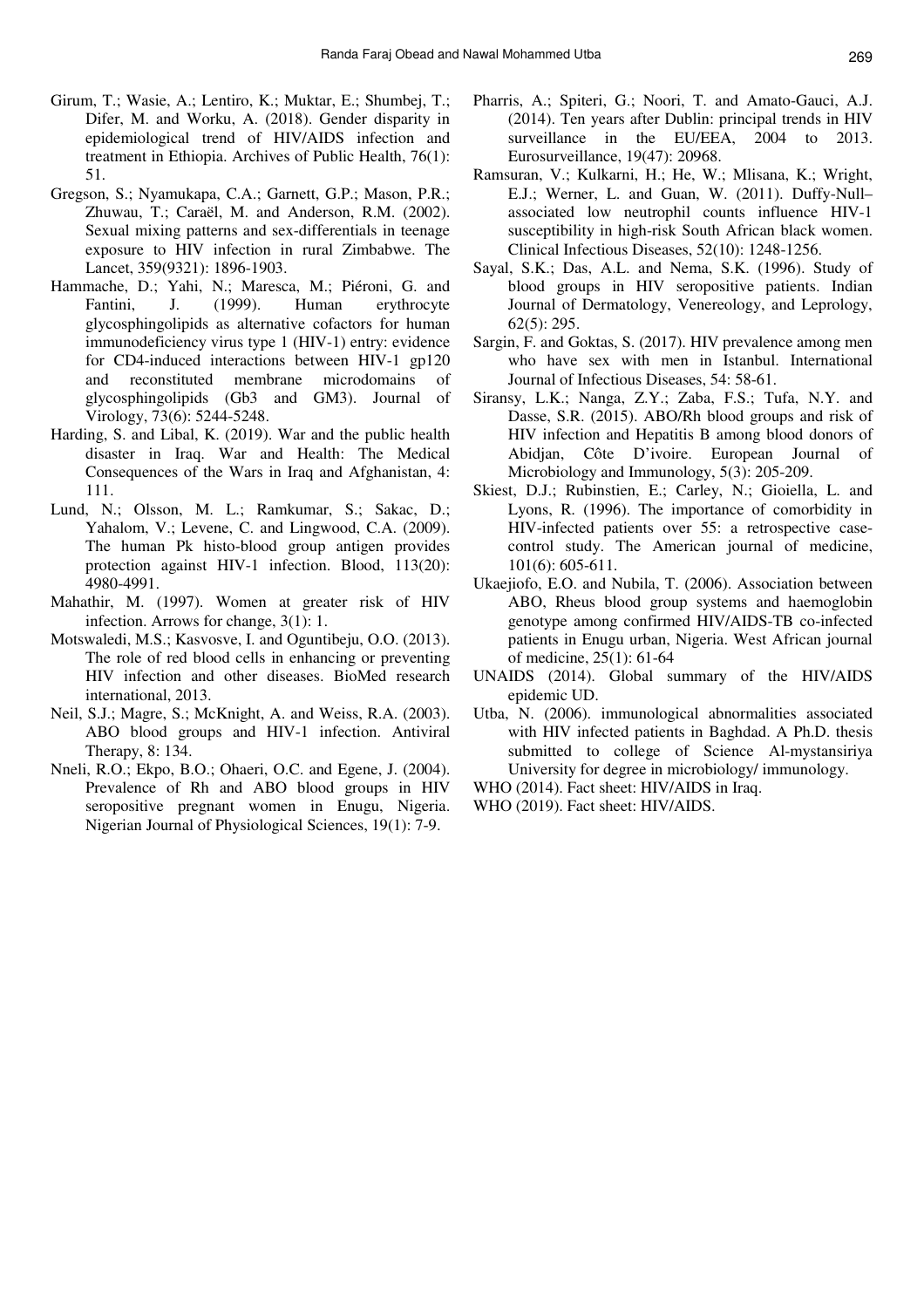Girum, T.; Wasie, A.; Lentiro, K.; Muktar, E.; Shumbej, T.; Difer, M. and Worku, A. (2018). Gender disparity in epidemiological trend of HIV/AIDS infection and treatment in Ethiopia. Archives of Public Health, 76(1): 51.

Gregson, S.; Nyamukapa, C.A.; Garnett, G.P.; Mason, P.R.; Zhuwau, T.; Caraël, M. and Anderson, R.M. (2002). Sexual mixing patterns and sex-differentials in teenage exposure to HIV infection in rural Zimbabwe. The Lancet, 359(9321): 1896-1903.

Hammache, D.; Yahi, N.; Maresca, M.; Piéroni, G. and Fantini, J. (1999). Human erythrocyte glycosphingolipids as alternative cofactors for human immunodeficiency virus type 1 (HIV-1) entry: evidence for CD4-induced interactions between HIV-1 gp120 and reconstituted membrane microdomains of glycosphingolipids (Gb3 and GM3). Journal of Virology, 73(6): 5244-5248.

Harding, S. and Libal, K. (2019). War and the public health disaster in Iraq. War and Health: The Medical Consequences of the Wars in Iraq and Afghanistan, 4: 111.

Lund, N.; Olsson, M. L.; Ramkumar, S.; Sakac, D.; Yahalom, V.; Levene, C. and Lingwood, C.A. (2009). The human Pk histo-blood group antigen provides protection against HIV-1 infection. Blood, 113(20): 4980-4991.

Mahathir, M. (1997). Women at greater risk of HIV infection. Arrows for change, 3(1): 1.

Motswaledi, M.S.; Kasvosve, I. and Oguntibeju, O.O. (2013). The role of red blood cells in enhancing or preventing HIV infection and other diseases. BioMed research international, 2013.

Neil, S.J.; Magre, S.; McKnight, A. and Weiss, R.A. (2003). ABO blood groups and HIV-1 infection. Antiviral Therapy, 8: 134.

Nneli, R.O.; Ekpo, B.O.; Ohaeri, O.C. and Egene, J. (2004). Prevalence of Rh and ABO blood groups in HIV seropositive pregnant women in Enugu, Nigeria. Nigerian Journal of Physiological Sciences, 19(1): 7-9.

Pharris, A.; Spiteri, G.; Noori, T. and Amato-Gauci, A.J. (2014). Ten years after Dublin: principal trends in HIV surveillance in the EU/EEA, 2004 to 2013. Eurosurveillance, 19(47): 20968.

Ramsuran, V.; Kulkarni, H.; He, W.; Mlisana, K.; Wright, E.J.; Werner, L. and Guan, W. (2011). Duffy-Null–associated low neutrophil counts influence HIV-1 susceptibility in high-risk South African black women. Clinical Infectious Diseases, 52(10): 1248-1256.

Sayal, S.K.; Das, A.L. and Nema, S.K. (1996). Study of blood groups in HIV seropositive patients. Indian Journal of Dermatology, Venereology, and Leprology, 62(5): 295.

Sargin, F. and Goktas, S. (2017). HIV prevalence among men who have sex with men in Istanbul. International Journal of Infectious Diseases, 54: 58-61.

Siransy, L.K.; Nanga, Z.Y.; Zaba, F.S.; Tufa, N.Y. and Dasse, S.R. (2015). ABO/Rh blood groups and risk of HIV infection and Hepatitis B among blood donors of Abidjan, Côte D'ivoire. European Journal of Microbiology and Immunology, 5(3): 205-209.

Skiest, D.J.; Rubinstien, E.; Carley, N.; Gioiella, L. and Lyons, R. (1996). The importance of comorbidity in HIV-infected patients over 55: a retrospective case-control study. The American journal of medicine, 101(6): 605-611.

Ukaejiofo, E.O. and Nubila, T. (2006). Association between ABO, Rheus blood group systems and haemoglobin genotype among confirmed HIV/AIDS-TB co-infected patients in Enugu urban, Nigeria. West African journal of medicine, 25(1): 61-64

UNAIDS (2014). Global summary of the HIV/AIDS epidemic UD.

Utba, N. (2006). immunological abnormalities associated with HIV infected patients in Baghdad. A Ph.D. thesis submitted to college of Science Al-mystansiriya University for degree in microbiology/ immunology.

WHO (2014). Fact sheet: HIV/AIDS in Iraq.

WHO (2019). Fact sheet: HIV/AIDS.